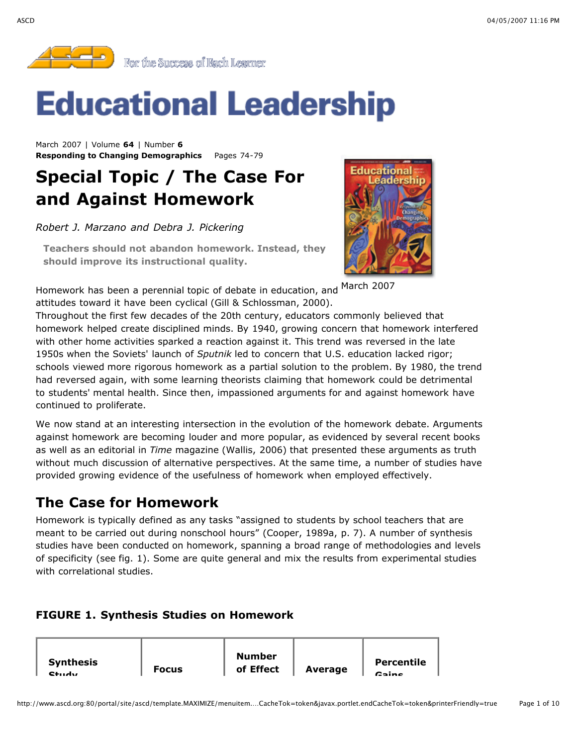# Educational Leadership

March 2007 | Volume **64** | Number **6**
**Responding to Changing Demographics** Pages 74-79

# Special Topic / The Case For and Against Homework

*Robert J. Marzano and Debra J. Pickering*

**Teachers should not abandon homework. Instead, they should improve its instructional quality.**

March 2007

Homework has been a perennial topic of debate in education, and attitudes toward it have been cyclical (Gill & Schlossman, 2000). Throughout the first few decades of the 20th century, educators commonly believed that homework helped create disciplined minds. By 1940, growing concern that homework interfered with other home activities sparked a reaction against it. This trend was reversed in the late 1950s when the Soviets' launch of *Sputnik* led to concern that U.S. education lacked rigor; schools viewed more rigorous homework as a partial solution to the problem. By 1980, the trend had reversed again, with some learning theorists claiming that homework could be detrimental to students' mental health. Since then, impassioned arguments for and against homework have continued to proliferate.

We now stand at an interesting intersection in the evolution of the homework debate. Arguments against homework are becoming louder and more popular, as evidenced by several recent books as well as an editorial in *Time* magazine (Wallis, 2006) that presented these arguments as truth without much discussion of alternative perspectives. At the same time, a number of studies have provided growing evidence of the usefulness of homework when employed effectively.

## The Case for Homework

Homework is typically defined as any tasks "assigned to students by school teachers that are meant to be carried out during nonschool hours" (Cooper, 1989a, p. 7). A number of synthesis studies have been conducted on homework, spanning a broad range of methodologies and levels of specificity (see fig. 1). Some are quite general and mix the results from experimental studies with correlational studies.

### FIGURE 1. Synthesis Studies on Homework

| Synthesis Study | Focus | Number of Effect | Average | Percentile Gains |
|---|---|---|---|---|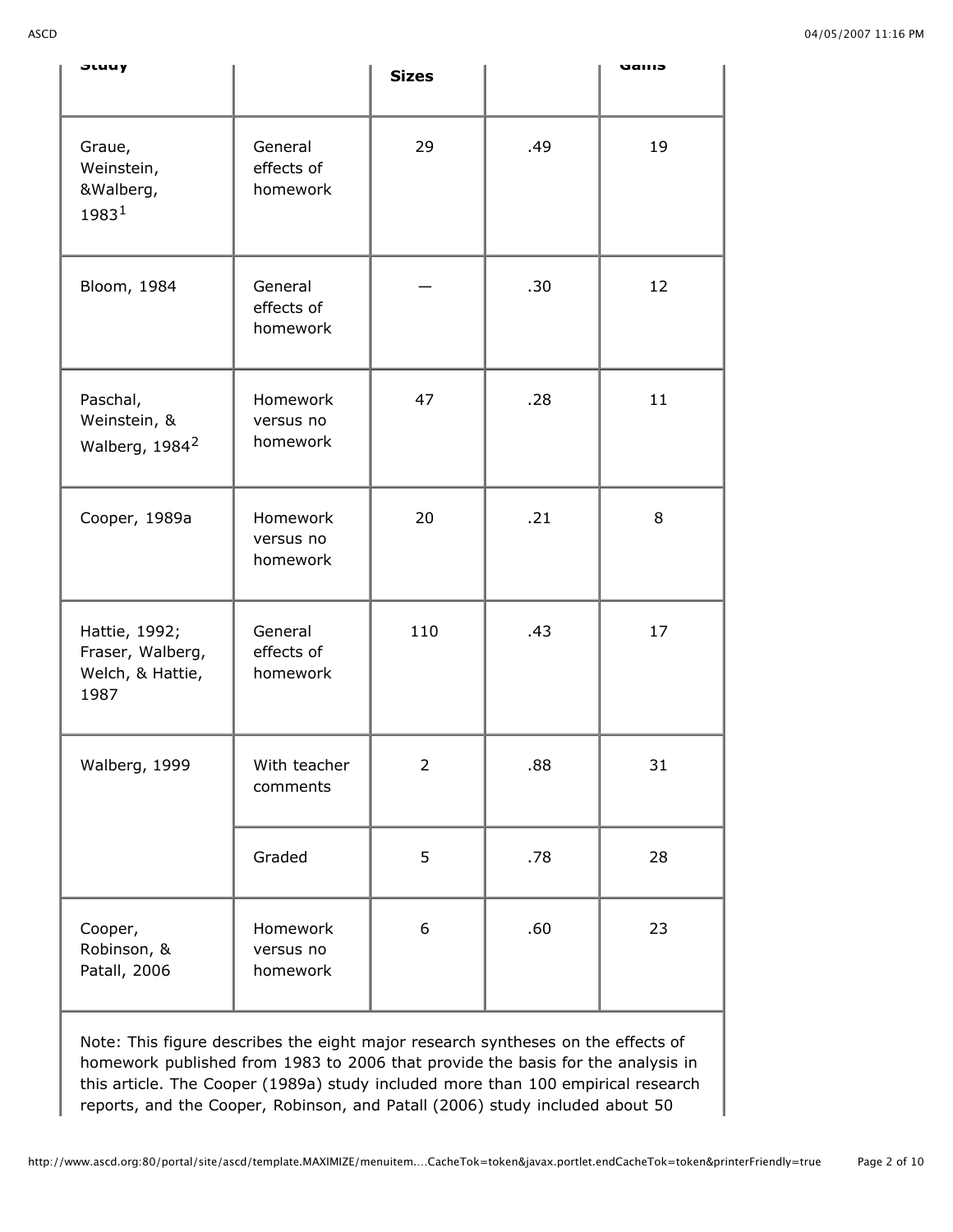| Study | | Sizes | | Gains |
|---|---|---|---|---|
| Graue, Weinstein, &Walberg, 1983[1] | General effects of homework | 29 | .49 | 19 |
| Bloom, 1984 | General effects of homework | — | .30 | 12 |
| Paschal, Weinstein, & Walberg, 1984[2] | Homework versus no homework | 47 | .28 | 11 |
| Cooper, 1989a | Homework versus no homework | 20 | .21 | 8 |
| Hattie, 1992; Fraser, Walberg, Welch, & Hattie, 1987 | General effects of homework | 110 | .43 | 17 |
| Walberg, 1999 | With teacher comments | 2 | .88 | 31 |
| | Graded | 5 | .78 | 28 |
| Cooper, Robinson, & Patall, 2006 | Homework versus no homework | 6 | .60 | 23 |

Note: This figure describes the eight major research syntheses on the effects of homework published from 1983 to 2006 that provide the basis for the analysis in this article. The Cooper (1989a) study included more than 100 empirical research reports, and the Cooper, Robinson, and Patall (2006) study included about 50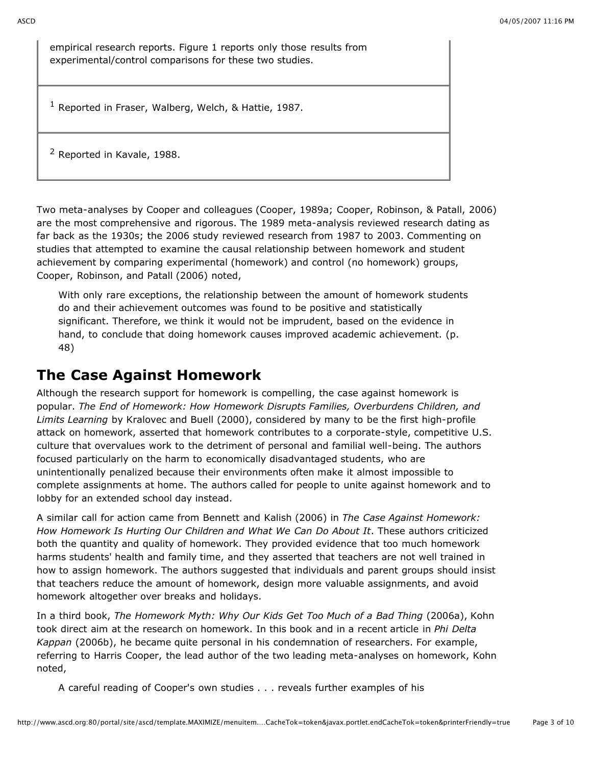empirical research reports. Figure 1 reports only those results from experimental/control comparisons for these two studies.

[1] Reported in Fraser, Walberg, Welch, & Hattie, 1987.

[2] Reported in Kavale, 1988.

Two meta-analyses by Cooper and colleagues (Cooper, 1989a; Cooper, Robinson, & Patall, 2006) are the most comprehensive and rigorous. The 1989 meta-analysis reviewed research dating as far back as the 1930s; the 2006 study reviewed research from 1987 to 2003. Commenting on studies that attempted to examine the causal relationship between homework and student achievement by comparing experimental (homework) and control (no homework) groups, Cooper, Robinson, and Patall (2006) noted,

> With only rare exceptions, the relationship between the amount of homework students do and their achievement outcomes was found to be positive and statistically significant. Therefore, we think it would not be imprudent, based on the evidence in hand, to conclude that doing homework causes improved academic achievement. (p. 48)

## The Case Against Homework

Although the research support for homework is compelling, the case against homework is popular. *The End of Homework: How Homework Disrupts Families, Overburdens Children, and Limits Learning* by Kralovec and Buell (2000), considered by many to be the first high-profile attack on homework, asserted that homework contributes to a corporate-style, competitive U.S. culture that overvalues work to the detriment of personal and familial well-being. The authors focused particularly on the harm to economically disadvantaged students, who are unintentionally penalized because their environments often make it almost impossible to complete assignments at home. The authors called for people to unite against homework and to lobby for an extended school day instead.

A similar call for action came from Bennett and Kalish (2006) in *The Case Against Homework: How Homework Is Hurting Our Children and What We Can Do About It*. These authors criticized both the quantity and quality of homework. They provided evidence that too much homework harms students' health and family time, and they asserted that teachers are not well trained in how to assign homework. The authors suggested that individuals and parent groups should insist that teachers reduce the amount of homework, design more valuable assignments, and avoid homework altogether over breaks and holidays.

In a third book, *The Homework Myth: Why Our Kids Get Too Much of a Bad Thing* (2006a), Kohn took direct aim at the research on homework. In this book and in a recent article in *Phi Delta Kappan* (2006b), he became quite personal in his condemnation of researchers. For example, referring to Harris Cooper, the lead author of the two leading meta-analyses on homework, Kohn noted,

> A careful reading of Cooper's own studies . . . reveals further examples of his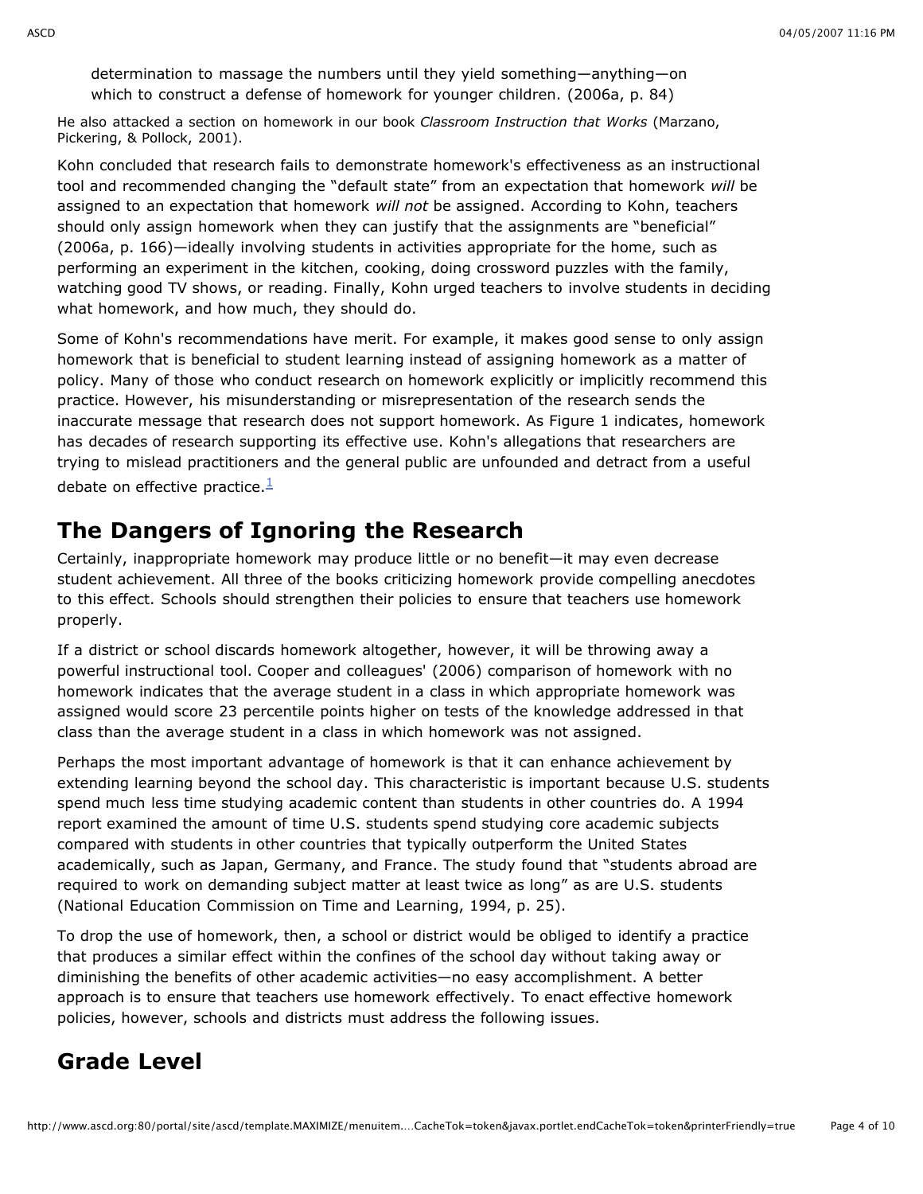> determination to massage the numbers until they yield something—anything—on which to construct a defense of homework for younger children. (2006a, p. 84)

He also attacked a section on homework in our book *Classroom Instruction that Works* (Marzano, Pickering, & Pollock, 2001).

Kohn concluded that research fails to demonstrate homework's effectiveness as an instructional tool and recommended changing the "default state" from an expectation that homework *will* be assigned to an expectation that homework *will not* be assigned. According to Kohn, teachers should only assign homework when they can justify that the assignments are "beneficial" (2006a, p. 166)—ideally involving students in activities appropriate for the home, such as performing an experiment in the kitchen, cooking, doing crossword puzzles with the family, watching good TV shows, or reading. Finally, Kohn urged teachers to involve students in deciding what homework, and how much, they should do.

Some of Kohn's recommendations have merit. For example, it makes good sense to only assign homework that is beneficial to student learning instead of assigning homework as a matter of policy. Many of those who conduct research on homework explicitly or implicitly recommend this practice. However, his misunderstanding or misrepresentation of the research sends the inaccurate message that research does not support homework. As Figure 1 indicates, homework has decades of research supporting its effective use. Kohn's allegations that researchers are trying to mislead practitioners and the general public are unfounded and detract from a useful debate on effective practice.[1]

## The Dangers of Ignoring the Research

Certainly, inappropriate homework may produce little or no benefit—it may even decrease student achievement. All three of the books criticizing homework provide compelling anecdotes to this effect. Schools should strengthen their policies to ensure that teachers use homework properly.

If a district or school discards homework altogether, however, it will be throwing away a powerful instructional tool. Cooper and colleagues' (2006) comparison of homework with no homework indicates that the average student in a class in which appropriate homework was assigned would score 23 percentile points higher on tests of the knowledge addressed in that class than the average student in a class in which homework was not assigned.

Perhaps the most important advantage of homework is that it can enhance achievement by extending learning beyond the school day. This characteristic is important because U.S. students spend much less time studying academic content than students in other countries do. A 1994 report examined the amount of time U.S. students spend studying core academic subjects compared with students in other countries that typically outperform the United States academically, such as Japan, Germany, and France. The study found that "students abroad are required to work on demanding subject matter at least twice as long" as are U.S. students (National Education Commission on Time and Learning, 1994, p. 25).

To drop the use of homework, then, a school or district would be obliged to identify a practice that produces a similar effect within the confines of the school day without taking away or diminishing the benefits of other academic activities—no easy accomplishment. A better approach is to ensure that teachers use homework effectively. To enact effective homework policies, however, schools and districts must address the following issues.

## Grade Level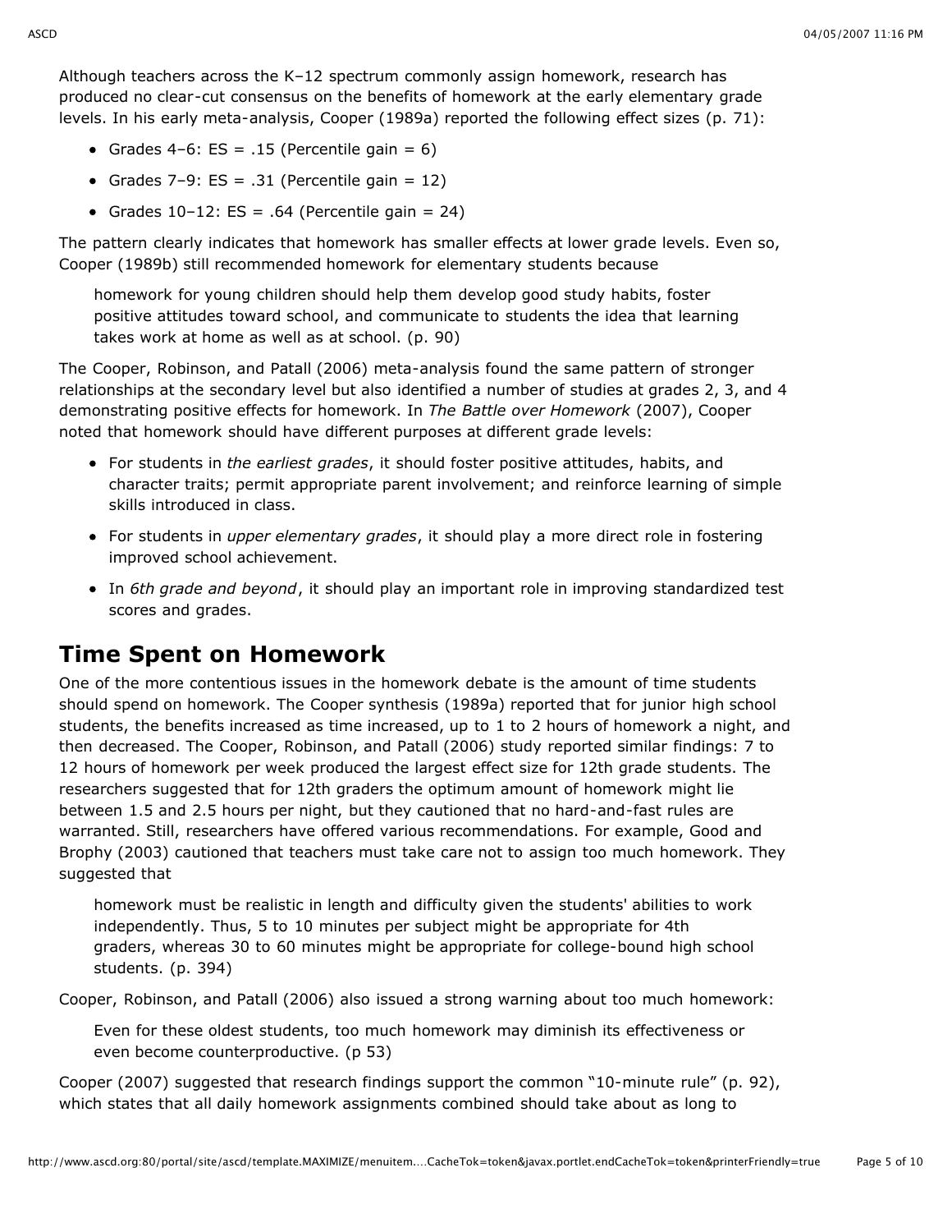Although teachers across the K–12 spectrum commonly assign homework, research has produced no clear-cut consensus on the benefits of homework at the early elementary grade levels. In his early meta-analysis, Cooper (1989a) reported the following effect sizes (p. 71):

- Grades 4–6: ES = .15 (Percentile gain = 6)
- Grades 7–9: ES = .31 (Percentile gain = 12)
- Grades 10–12: ES = .64 (Percentile gain = 24)

The pattern clearly indicates that homework has smaller effects at lower grade levels. Even so, Cooper (1989b) still recommended homework for elementary students because

> homework for young children should help them develop good study habits, foster positive attitudes toward school, and communicate to students the idea that learning takes work at home as well as at school. (p. 90)

The Cooper, Robinson, and Patall (2006) meta-analysis found the same pattern of stronger relationships at the secondary level but also identified a number of studies at grades 2, 3, and 4 demonstrating positive effects for homework. In *The Battle over Homework* (2007), Cooper noted that homework should have different purposes at different grade levels:

- For students in *the earliest grades*, it should foster positive attitudes, habits, and character traits; permit appropriate parent involvement; and reinforce learning of simple skills introduced in class.
- For students in *upper elementary grades*, it should play a more direct role in fostering improved school achievement.
- In *6th grade and beyond*, it should play an important role in improving standardized test scores and grades.

## Time Spent on Homework

One of the more contentious issues in the homework debate is the amount of time students should spend on homework. The Cooper synthesis (1989a) reported that for junior high school students, the benefits increased as time increased, up to 1 to 2 hours of homework a night, and then decreased. The Cooper, Robinson, and Patall (2006) study reported similar findings: 7 to 12 hours of homework per week produced the largest effect size for 12th grade students. The researchers suggested that for 12th graders the optimum amount of homework might lie between 1.5 and 2.5 hours per night, but they cautioned that no hard-and-fast rules are warranted. Still, researchers have offered various recommendations. For example, Good and Brophy (2003) cautioned that teachers must take care not to assign too much homework. They suggested that

> homework must be realistic in length and difficulty given the students' abilities to work independently. Thus, 5 to 10 minutes per subject might be appropriate for 4th graders, whereas 30 to 60 minutes might be appropriate for college-bound high school students. (p. 394)

Cooper, Robinson, and Patall (2006) also issued a strong warning about too much homework:

> Even for these oldest students, too much homework may diminish its effectiveness or even become counterproductive. (p 53)

Cooper (2007) suggested that research findings support the common "10-minute rule" (p. 92), which states that all daily homework assignments combined should take about as long to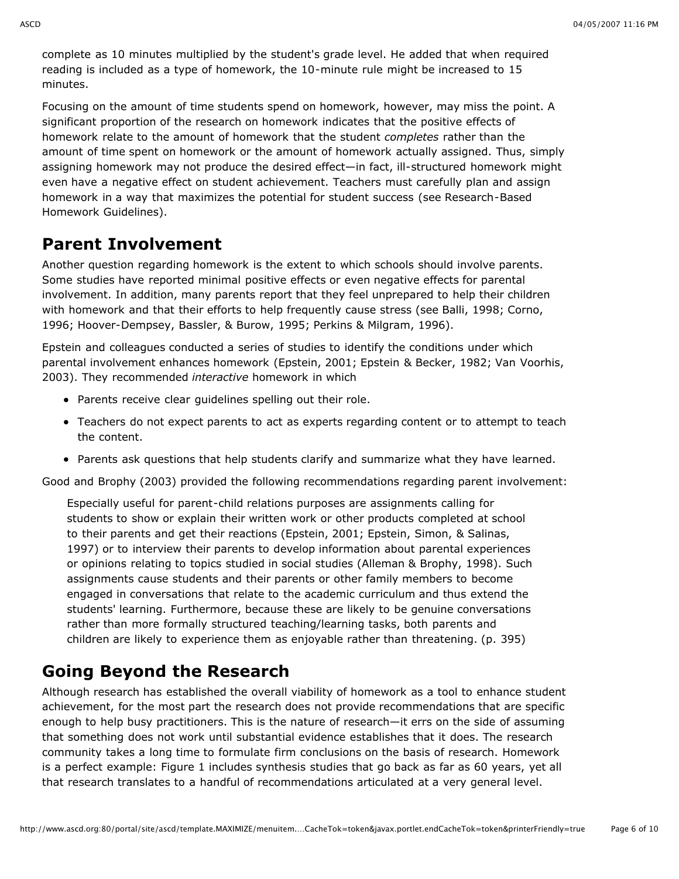complete as 10 minutes multiplied by the student's grade level. He added that when required reading is included as a type of homework, the 10-minute rule might be increased to 15 minutes.

Focusing on the amount of time students spend on homework, however, may miss the point. A significant proportion of the research on homework indicates that the positive effects of homework relate to the amount of homework that the student *completes* rather than the amount of time spent on homework or the amount of homework actually assigned. Thus, simply assigning homework may not produce the desired effect—in fact, ill-structured homework might even have a negative effect on student achievement. Teachers must carefully plan and assign homework in a way that maximizes the potential for student success (see Research-Based Homework Guidelines).

## Parent Involvement

Another question regarding homework is the extent to which schools should involve parents. Some studies have reported minimal positive effects or even negative effects for parental involvement. In addition, many parents report that they feel unprepared to help their children with homework and that their efforts to help frequently cause stress (see Balli, 1998; Corno, 1996; Hoover-Dempsey, Bassler, & Burow, 1995; Perkins & Milgram, 1996).

Epstein and colleagues conducted a series of studies to identify the conditions under which parental involvement enhances homework (Epstein, 2001; Epstein & Becker, 1982; Van Voorhis, 2003). They recommended *interactive* homework in which

- Parents receive clear guidelines spelling out their role.
- Teachers do not expect parents to act as experts regarding content or to attempt to teach the content.
- Parents ask questions that help students clarify and summarize what they have learned.

Good and Brophy (2003) provided the following recommendations regarding parent involvement:

> Especially useful for parent-child relations purposes are assignments calling for students to show or explain their written work or other products completed at school to their parents and get their reactions (Epstein, 2001; Epstein, Simon, & Salinas, 1997) or to interview their parents to develop information about parental experiences or opinions relating to topics studied in social studies (Alleman & Brophy, 1998). Such assignments cause students and their parents or other family members to become engaged in conversations that relate to the academic curriculum and thus extend the students' learning. Furthermore, because these are likely to be genuine conversations rather than more formally structured teaching/learning tasks, both parents and children are likely to experience them as enjoyable rather than threatening. (p. 395)

## Going Beyond the Research

Although research has established the overall viability of homework as a tool to enhance student achievement, for the most part the research does not provide recommendations that are specific enough to help busy practitioners. This is the nature of research—it errs on the side of assuming that something does not work until substantial evidence establishes that it does. The research community takes a long time to formulate firm conclusions on the basis of research. Homework is a perfect example: Figure 1 includes synthesis studies that go back as far as 60 years, yet all that research translates to a handful of recommendations articulated at a very general level.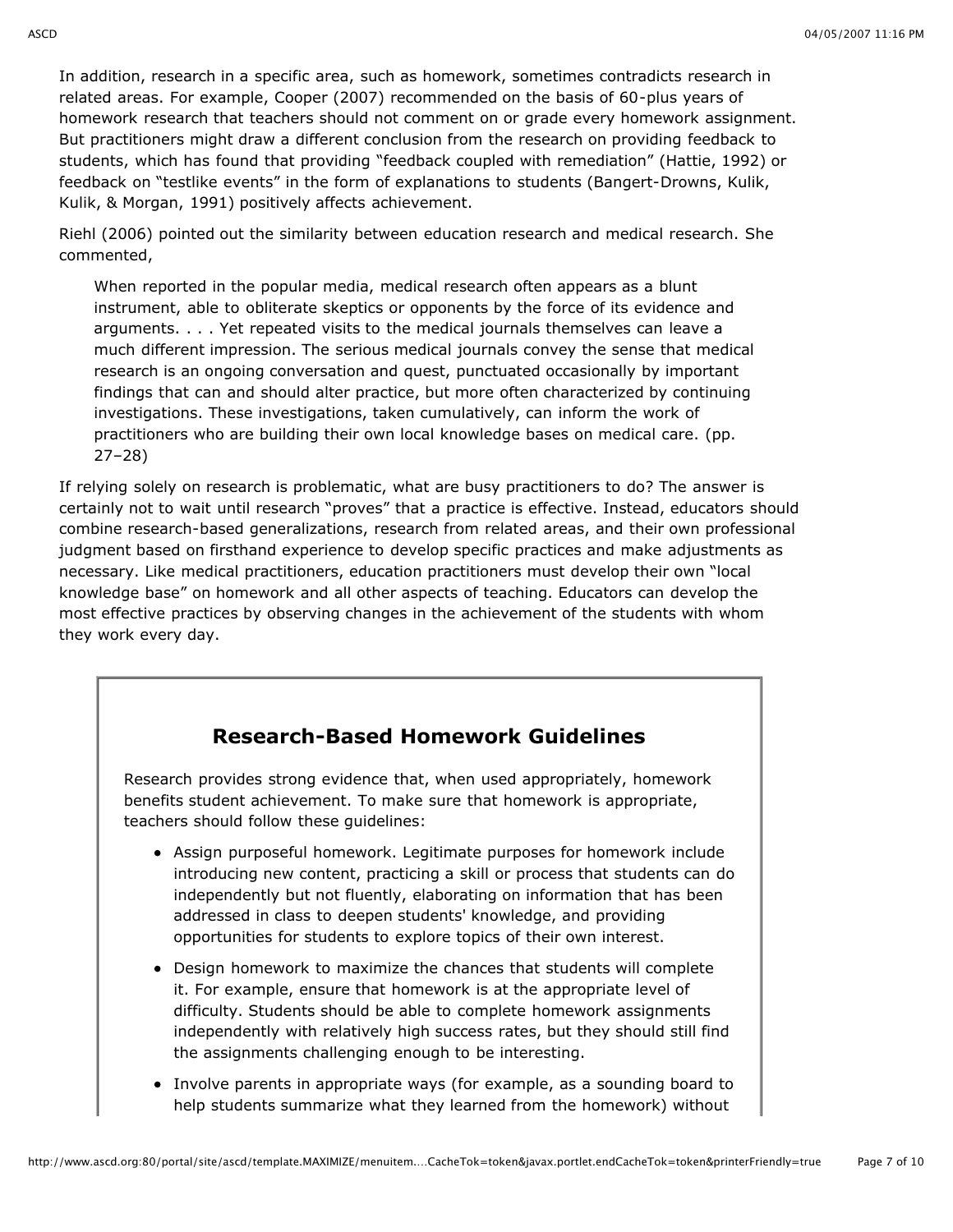In addition, research in a specific area, such as homework, sometimes contradicts research in related areas. For example, Cooper (2007) recommended on the basis of 60-plus years of homework research that teachers should not comment on or grade every homework assignment. But practitioners might draw a different conclusion from the research on providing feedback to students, which has found that providing "feedback coupled with remediation" (Hattie, 1992) or feedback on "testlike events" in the form of explanations to students (Bangert-Drowns, Kulik, Kulik, & Morgan, 1991) positively affects achievement.

Riehl (2006) pointed out the similarity between education research and medical research. She commented,

> When reported in the popular media, medical research often appears as a blunt instrument, able to obliterate skeptics or opponents by the force of its evidence and arguments. . . . Yet repeated visits to the medical journals themselves can leave a much different impression. The serious medical journals convey the sense that medical research is an ongoing conversation and quest, punctuated occasionally by important findings that can and should alter practice, but more often characterized by continuing investigations. These investigations, taken cumulatively, can inform the work of practitioners who are building their own local knowledge bases on medical care. (pp. 27–28)

If relying solely on research is problematic, what are busy practitioners to do? The answer is certainly not to wait until research "proves" that a practice is effective. Instead, educators should combine research-based generalizations, research from related areas, and their own professional judgment based on firsthand experience to develop specific practices and make adjustments as necessary. Like medical practitioners, education practitioners must develop their own "local knowledge base" on homework and all other aspects of teaching. Educators can develop the most effective practices by observing changes in the achievement of the students with whom they work every day.

## Research-Based Homework Guidelines

Research provides strong evidence that, when used appropriately, homework benefits student achievement. To make sure that homework is appropriate, teachers should follow these guidelines:

- Assign purposeful homework. Legitimate purposes for homework include introducing new content, practicing a skill or process that students can do independently but not fluently, elaborating on information that has been addressed in class to deepen students' knowledge, and providing opportunities for students to explore topics of their own interest.
- Design homework to maximize the chances that students will complete it. For example, ensure that homework is at the appropriate level of difficulty. Students should be able to complete homework assignments independently with relatively high success rates, but they should still find the assignments challenging enough to be interesting.
- Involve parents in appropriate ways (for example, as a sounding board to help students summarize what they learned from the homework) without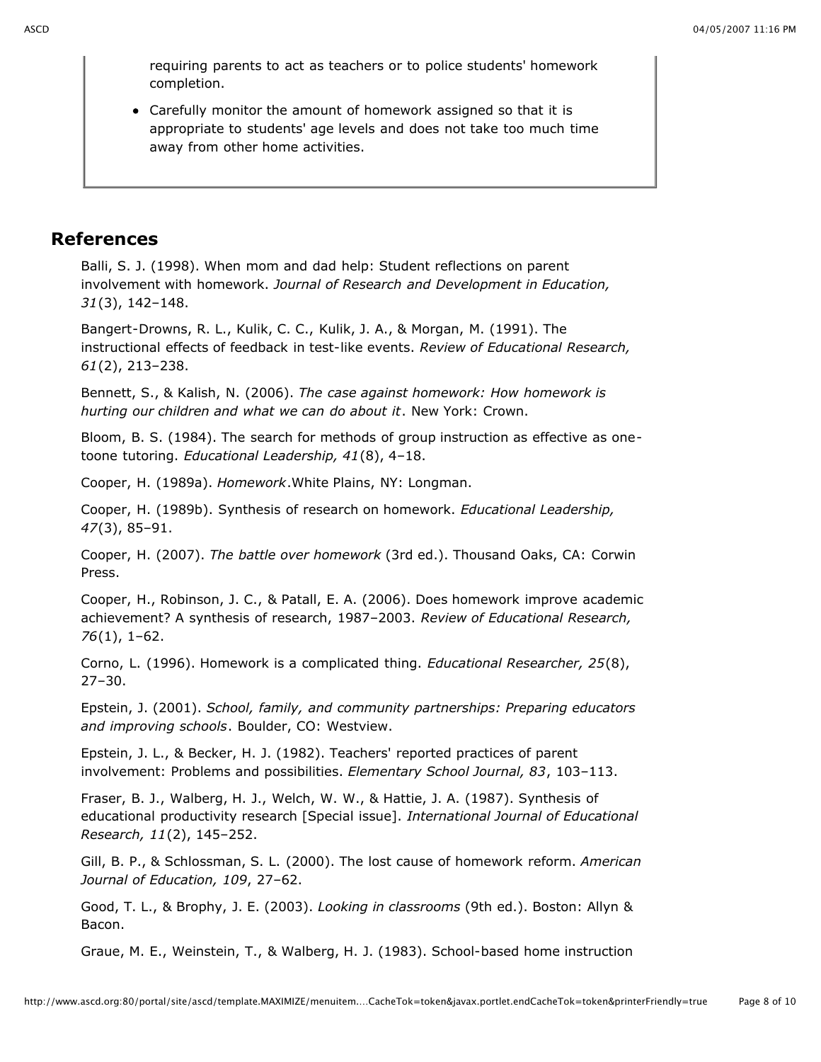requiring parents to act as teachers or to police students' homework completion.

- Carefully monitor the amount of homework assigned so that it is appropriate to students' age levels and does not take too much time away from other home activities.

## References

Balli, S. J. (1998). When mom and dad help: Student reflections on parent involvement with homework. *Journal of Research and Development in Education, 31*(3), 142–148.

Bangert-Drowns, R. L., Kulik, C. C., Kulik, J. A., & Morgan, M. (1991). The instructional effects of feedback in test-like events. *Review of Educational Research, 61*(2), 213–238.

Bennett, S., & Kalish, N. (2006). *The case against homework: How homework is hurting our children and what we can do about it*. New York: Crown.

Bloom, B. S. (1984). The search for methods of group instruction as effective as one-toone tutoring. *Educational Leadership, 41*(8), 4–18.

Cooper, H. (1989a). *Homework*.White Plains, NY: Longman.

Cooper, H. (1989b). Synthesis of research on homework. *Educational Leadership, 47*(3), 85–91.

Cooper, H. (2007). *The battle over homework* (3rd ed.). Thousand Oaks, CA: Corwin Press.

Cooper, H., Robinson, J. C., & Patall, E. A. (2006). Does homework improve academic achievement? A synthesis of research, 1987–2003. *Review of Educational Research, 76*(1), 1–62.

Corno, L. (1996). Homework is a complicated thing. *Educational Researcher, 25*(8), 27–30.

Epstein, J. (2001). *School, family, and community partnerships: Preparing educators and improving schools*. Boulder, CO: Westview.

Epstein, J. L., & Becker, H. J. (1982). Teachers' reported practices of parent involvement: Problems and possibilities. *Elementary School Journal, 83*, 103–113.

Fraser, B. J., Walberg, H. J., Welch, W. W., & Hattie, J. A. (1987). Synthesis of educational productivity research [Special issue]. *International Journal of Educational Research, 11*(2), 145–252.

Gill, B. P., & Schlossman, S. L. (2000). The lost cause of homework reform. *American Journal of Education, 109*, 27–62.

Good, T. L., & Brophy, J. E. (2003). *Looking in classrooms* (9th ed.). Boston: Allyn & Bacon.

Graue, M. E., Weinstein, T., & Walberg, H. J. (1983). School-based home instruction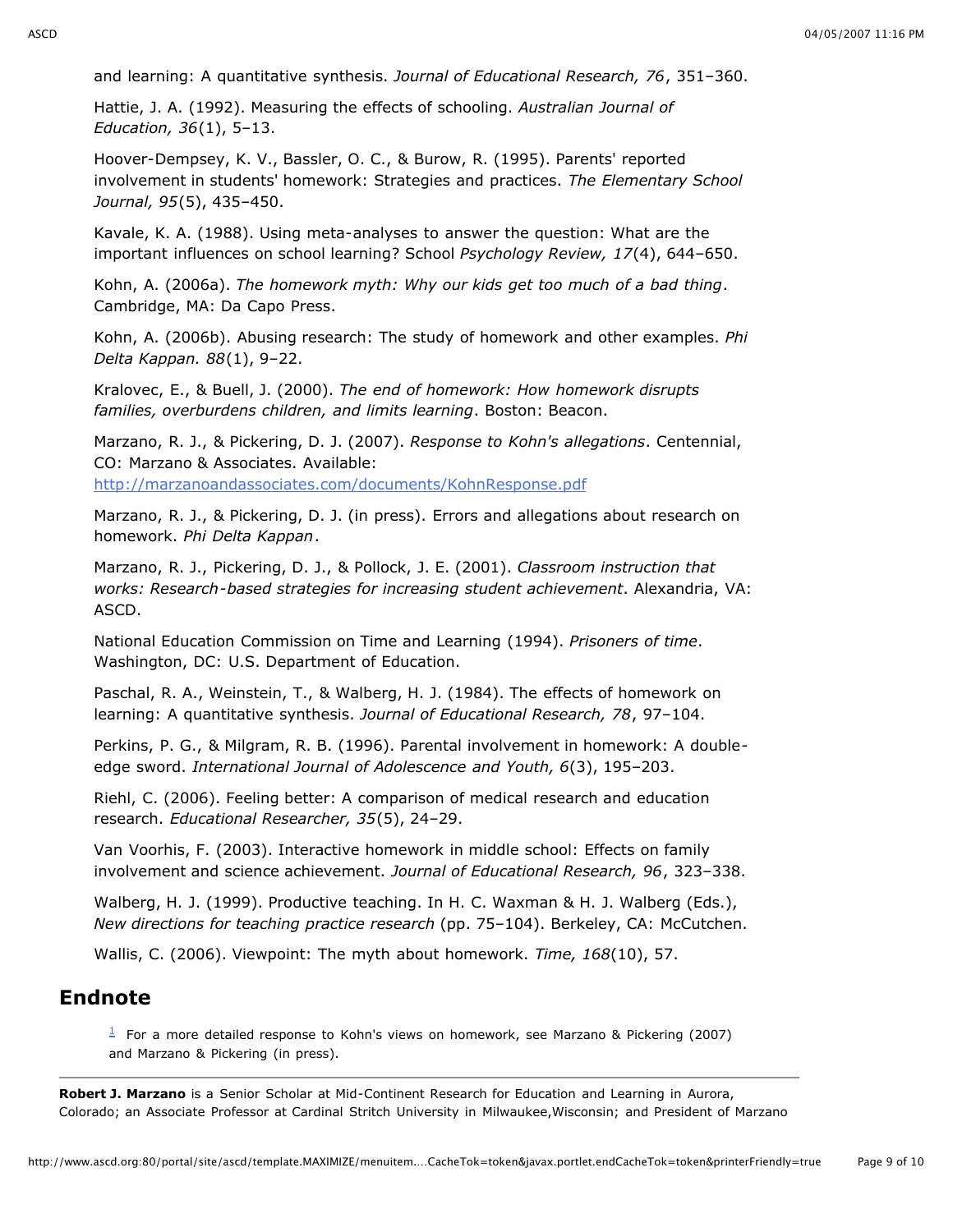and learning: A quantitative synthesis. *Journal of Educational Research, 76*, 351–360.

Hattie, J. A. (1992). Measuring the effects of schooling. *Australian Journal of Education, 36*(1), 5–13.

Hoover-Dempsey, K. V., Bassler, O. C., & Burow, R. (1995). Parents' reported involvement in students' homework: Strategies and practices. *The Elementary School Journal, 95*(5), 435–450.

Kavale, K. A. (1988). Using meta-analyses to answer the question: What are the important influences on school learning? School *Psychology Review, 17*(4), 644–650.

Kohn, A. (2006a). *The homework myth: Why our kids get too much of a bad thing*. Cambridge, MA: Da Capo Press.

Kohn, A. (2006b). Abusing research: The study of homework and other examples. *Phi Delta Kappan. 88*(1), 9–22.

Kralovec, E., & Buell, J. (2000). *The end of homework: How homework disrupts families, overburdens children, and limits learning*. Boston: Beacon.

Marzano, R. J., & Pickering, D. J. (2007). *Response to Kohn's allegations*. Centennial, CO: Marzano & Associates. Available: http://marzanoandassociates.com/documents/KohnResponse.pdf

Marzano, R. J., & Pickering, D. J. (in press). Errors and allegations about research on homework. *Phi Delta Kappan*.

Marzano, R. J., Pickering, D. J., & Pollock, J. E. (2001). *Classroom instruction that works: Research-based strategies for increasing student achievement*. Alexandria, VA: ASCD.

National Education Commission on Time and Learning (1994). *Prisoners of time*. Washington, DC: U.S. Department of Education.

Paschal, R. A., Weinstein, T., & Walberg, H. J. (1984). The effects of homework on learning: A quantitative synthesis. *Journal of Educational Research, 78*, 97–104.

Perkins, P. G., & Milgram, R. B. (1996). Parental involvement in homework: A double-edge sword. *International Journal of Adolescence and Youth, 6*(3), 195–203.

Riehl, C. (2006). Feeling better: A comparison of medical research and education research. *Educational Researcher, 35*(5), 24–29.

Van Voorhis, F. (2003). Interactive homework in middle school: Effects on family involvement and science achievement. *Journal of Educational Research, 96*, 323–338.

Walberg, H. J. (1999). Productive teaching. In H. C. Waxman & H. J. Walberg (Eds.), *New directions for teaching practice research* (pp. 75–104). Berkeley, CA: McCutchen.

Wallis, C. (2006). Viewpoint: The myth about homework. *Time, 168*(10), 57.

## Endnote

[1] For a more detailed response to Kohn's views on homework, see Marzano & Pickering (2007) and Marzano & Pickering (in press).

---

**Robert J. Marzano** is a Senior Scholar at Mid-Continent Research for Education and Learning in Aurora, Colorado; an Associate Professor at Cardinal Stritch University in Milwaukee,Wisconsin; and President of Marzano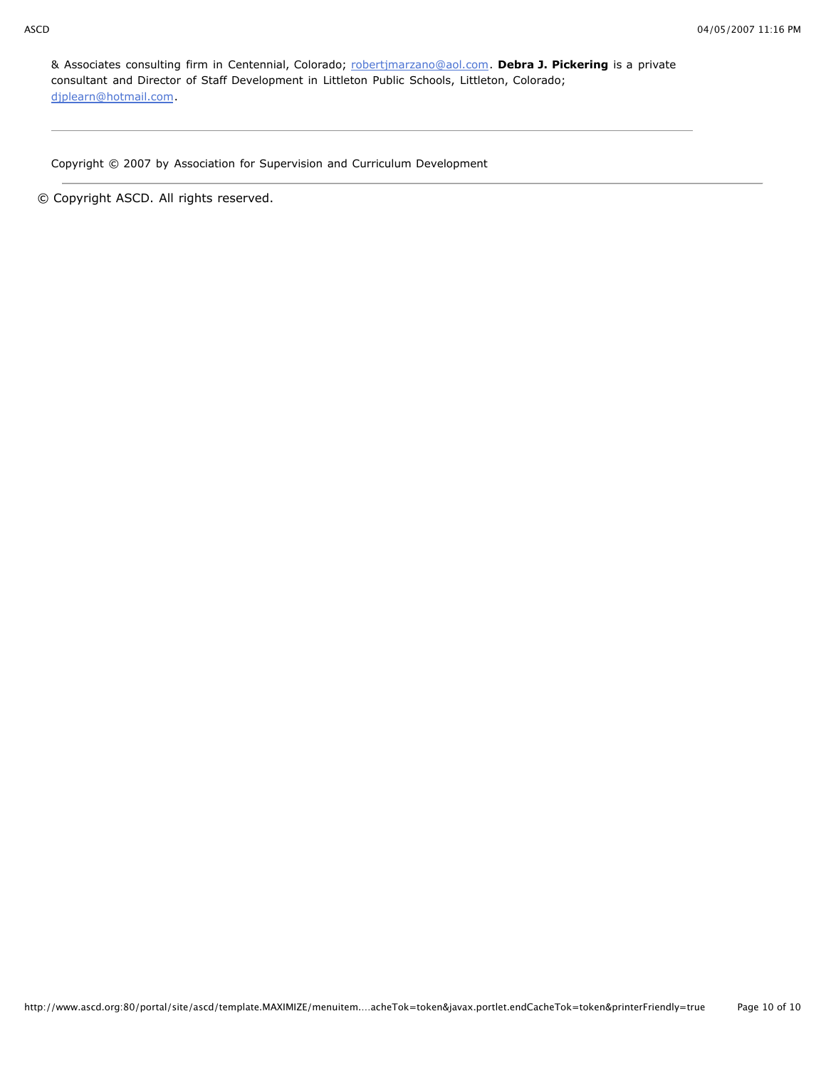& Associates consulting firm in Centennial, Colorado; robertjmarzano@aol.com. **Debra J. Pickering** is a private consultant and Director of Staff Development in Littleton Public Schools, Littleton, Colorado; djplearn@hotmail.com.

---

Copyright © 2007 by Association for Supervision and Curriculum Development

---

© Copyright ASCD. All rights reserved.